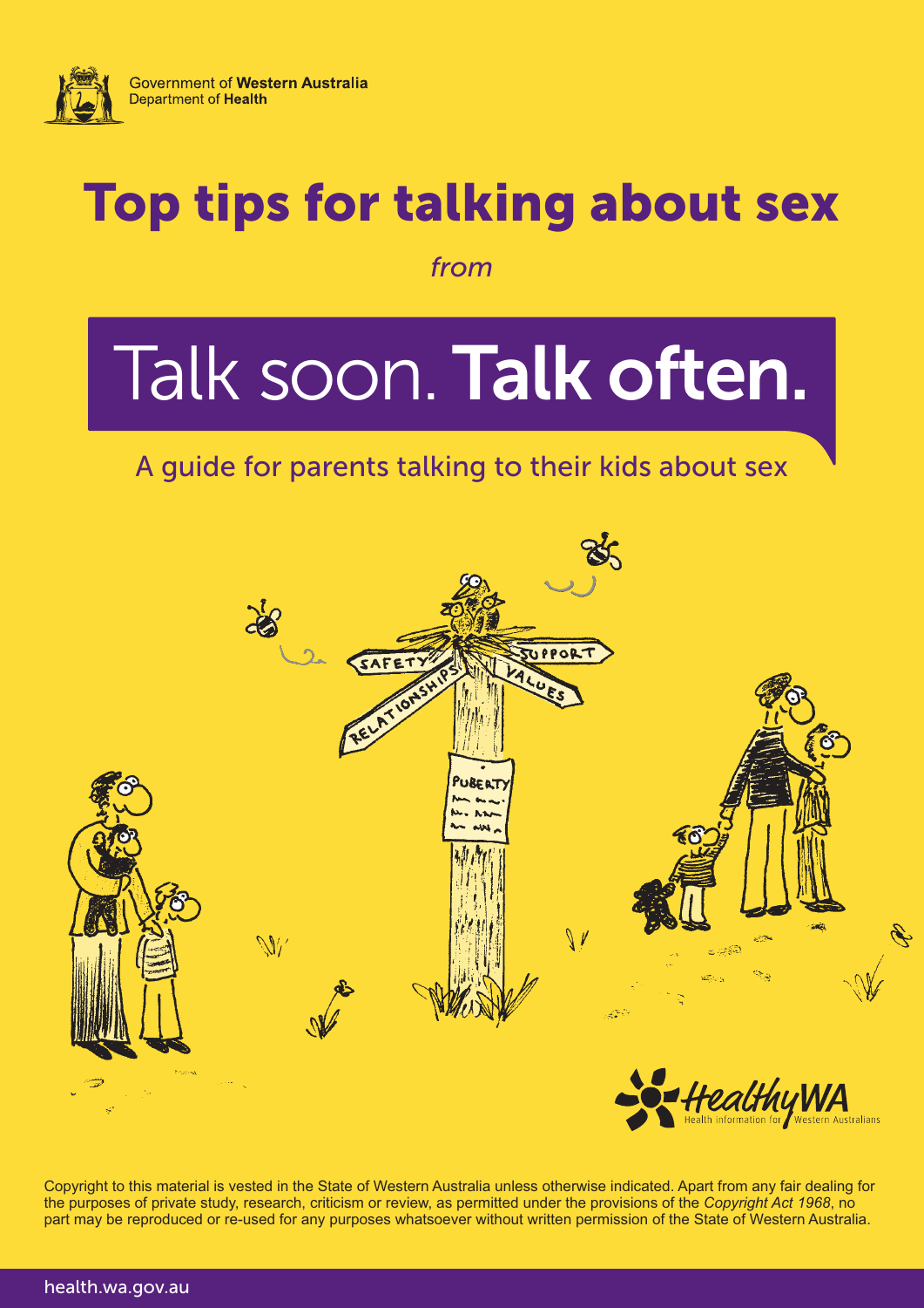Government of **Western Australia**
Department of **Health**

# Top tips for talking about sex

*from*

# Talk soon. **Talk often.**

A guide for parents talking to their kids about sex

HealthyWA
Health information for Western Australians

Copyright to this material is vested in the State of Western Australia unless otherwise indicated. Apart from any fair dealing for the purposes of private study, research, criticism or review, as permitted under the provisions of the *Copyright Act 1968*, no part may be reproduced or re-used for any purposes whatsoever without written permission of the State of Western Australia.

health.wa.gov.au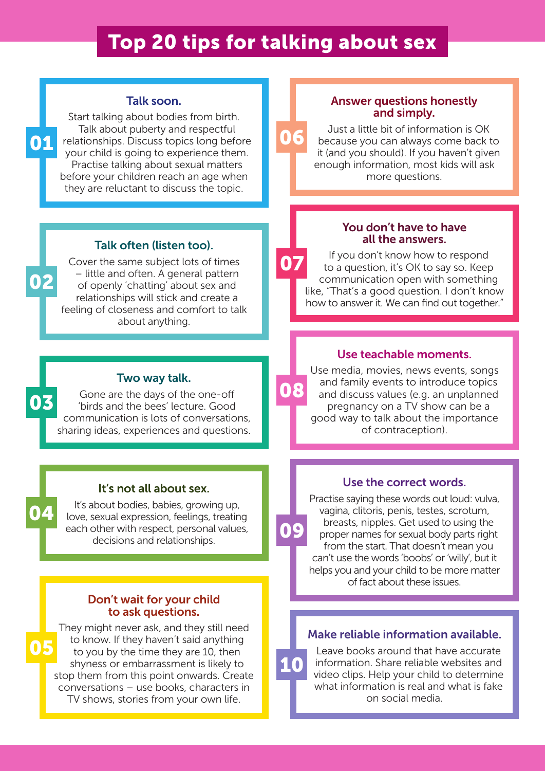# Top 20 tips for talking about sex

### 01 Talk soon.

Start talking about bodies from birth. Talk about puberty and respectful relationships. Discuss topics long before your child is going to experience them. Practise talking about sexual matters before your children reach an age when they are reluctant to discuss the topic.

### 02 Talk often (listen too).

Cover the same subject lots of times – little and often. A general pattern of openly 'chatting' about sex and relationships will stick and create a feeling of closeness and comfort to talk about anything.

### 03 Two way talk.

Gone are the days of the one-off 'birds and the bees' lecture. Good communication is lots of conversations, sharing ideas, experiences and questions.

### 04 It's not all about sex.

It's about bodies, babies, growing up, love, sexual expression, feelings, treating each other with respect, personal values, decisions and relationships.

### 05 Don't wait for your child to ask questions.

They might never ask, and they still need to know. If they haven't said anything to you by the time they are 10, then shyness or embarrassment is likely to stop them from this point onwards. Create conversations – use books, characters in TV shows, stories from your own life.

### 06 Answer questions honestly and simply.

Just a little bit of information is OK because you can always come back to it (and you should). If you haven't given enough information, most kids will ask more questions.

### 07 You don't have to have all the answers.

If you don't know how to respond to a question, it's OK to say so. Keep communication open with something like, "That's a good question. I don't know how to answer it. We can find out together."

### 08 Use teachable moments.

Use media, movies, news events, songs and family events to introduce topics and discuss values (e.g. an unplanned pregnancy on a TV show can be a good way to talk about the importance of contraception).

### 09 Use the correct words.

Practise saying these words out loud: vulva, vagina, clitoris, penis, testes, scrotum, breasts, nipples. Get used to using the proper names for sexual body parts right from the start. That doesn't mean you can't use the words 'boobs' or 'willy', but it helps you and your child to be more matter of fact about these issues.

### 10 Make reliable information available.

Leave books around that have accurate information. Share reliable websites and video clips. Help your child to determine what information is real and what is fake on social media.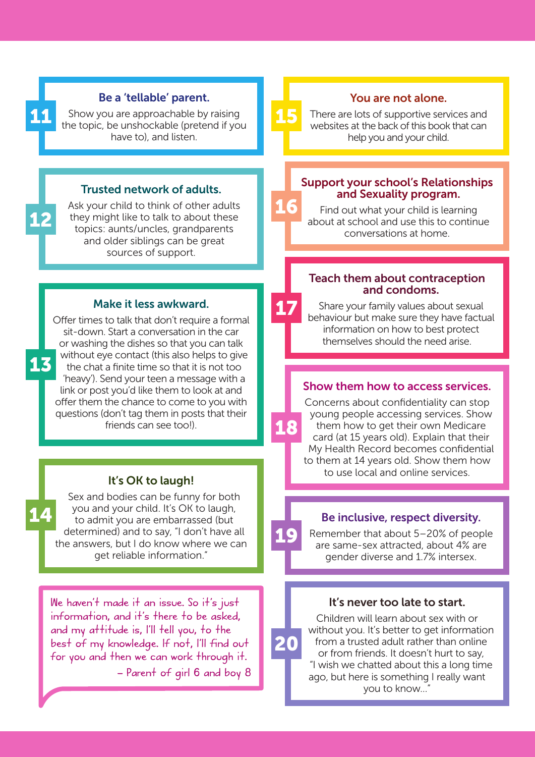## 11. Be a 'tellable' parent.

Show you are approachable by raising the topic, be unshockable (pretend if you have to), and listen.

## 12. Trusted network of adults.

Ask your child to think of other adults they might like to talk to about these topics: aunts/uncles, grandparents and older siblings can be great sources of support.

## 13. Make it less awkward.

Offer times to talk that don't require a formal sit-down. Start a conversation in the car or washing the dishes so that you can talk without eye contact (this also helps to give the chat a finite time so that it is not too 'heavy'). Send your teen a message with a link or post you'd like them to look at and offer them the chance to come to you with questions (don't tag them in posts that their friends can see too!).

## 14. It's OK to laugh!

Sex and bodies can be funny for both you and your child. It's OK to laugh, to admit you are embarrassed (but determined) and to say, "I don't have all the answers, but I do know where we can get reliable information."

> We haven't made it an issue. So it's just information, and it's there to be asked, and my attitude is, I'll tell you, to the best of my knowledge. If not, I'll find out for you and then we can work through it.
>
> – Parent of girl 6 and boy 8

## 15. You are not alone.

There are lots of supportive services and websites at the back of this book that can help you and your child.

## 16. Support your school's Relationships and Sexuality program.

Find out what your child is learning about at school and use this to continue conversations at home.

## 17. Teach them about contraception and condoms.

Share your family values about sexual behaviour but make sure they have factual information on how to best protect themselves should the need arise.

## 18. Show them how to access services.

Concerns about confidentiality can stop young people accessing services. Show them how to get their own Medicare card (at 15 years old). Explain that their My Health Record becomes confidential to them at 14 years old. Show them how to use local and online services.

## 19. Be inclusive, respect diversity.

Remember that about 5–20% of people are same-sex attracted, about 4% are gender diverse and 1.7% intersex.

## 20. It's never too late to start.

Children will learn about sex with or without you. It's better to get information from a trusted adult rather than online or from friends. It doesn't hurt to say, "I wish we chatted about this a long time ago, but here is something I really want you to know..."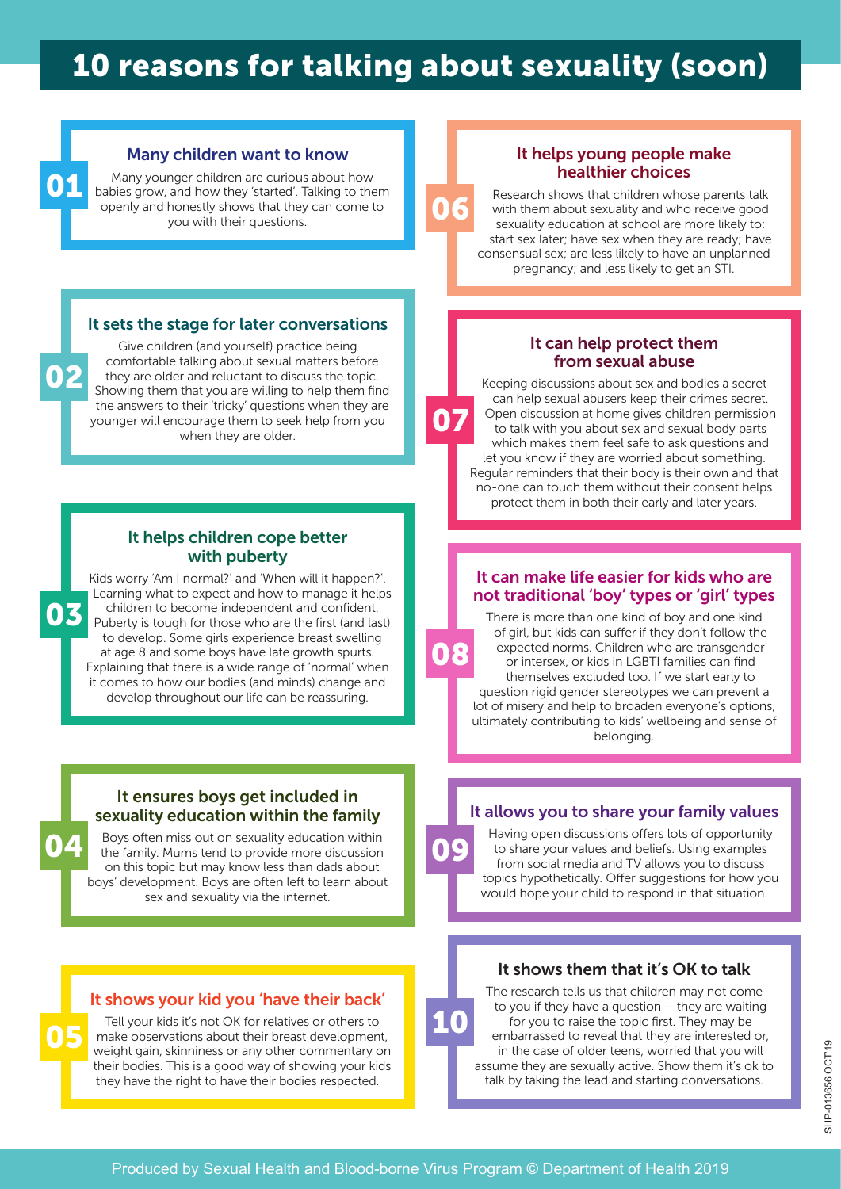# 10 reasons for talking about sexuality (soon)

## 01 Many children want to know

Many younger children are curious about how babies grow, and how they 'started'. Talking to them openly and honestly shows that they can come to you with their questions.

## 02 It sets the stage for later conversations

Give children (and yourself) practice being comfortable talking about sexual matters before they are older and reluctant to discuss the topic. Showing them that you are willing to help them find the answers to their 'tricky' questions when they are younger will encourage them to seek help from you when they are older.

## 03 It helps children cope better with puberty

Kids worry 'Am I normal?' and 'When will it happen?'. Learning what to expect and how to manage it helps children to become independent and confident. Puberty is tough for those who are the first (and last) to develop. Some girls experience breast swelling at age 8 and some boys have late growth spurts. Explaining that there is a wide range of 'normal' when it comes to how our bodies (and minds) change and develop throughout our life can be reassuring.

## 04 It ensures boys get included in sexuality education within the family

Boys often miss out on sexuality education within the family. Mums tend to provide more discussion on this topic but may know less than dads about boys' development. Boys are often left to learn about sex and sexuality via the internet.

## 05 It shows your kid you 'have their back'

Tell your kids it's not OK for relatives or others to make observations about their breast development, weight gain, skinniness or any other commentary on their bodies. This is a good way of showing your kids they have the right to have their bodies respected.

## 06 It helps young people make healthier choices

Research shows that children whose parents talk with them about sexuality and who receive good sexuality education at school are more likely to: start sex later; have sex when they are ready; have consensual sex; are less likely to have an unplanned pregnancy; and less likely to get an STI.

## 07 It can help protect them from sexual abuse

Keeping discussions about sex and bodies a secret can help sexual abusers keep their crimes secret. Open discussion at home gives children permission to talk with you about sex and sexual body parts which makes them feel safe to ask questions and let you know if they are worried about something. Regular reminders that their body is their own and that no-one can touch them without their consent helps protect them in both their early and later years.

## 08 It can make life easier for kids who are not traditional 'boy' types or 'girl' types

There is more than one kind of boy and one kind of girl, but kids can suffer if they don't follow the expected norms. Children who are transgender or intersex, or kids in LGBTI families can find themselves excluded too. If we start early to question rigid gender stereotypes we can prevent a lot of misery and help to broaden everyone's options, ultimately contributing to kids' wellbeing and sense of belonging.

## 09 It allows you to share your family values

Having open discussions offers lots of opportunity to share your values and beliefs. Using examples from social media and TV allows you to discuss topics hypothetically. Offer suggestions for how you would hope your child to respond in that situation.

## 10 It shows them that it's OK to talk

The research tells us that children may not come to you if they have a question – they are waiting for you to raise the topic first. They may be embarrassed to reveal that they are interested or, in the case of older teens, worried that you will assume they are sexually active. Show them it's ok to talk by taking the lead and starting conversations.

SHP-013656 OCT'19

Produced by Sexual Health and Blood-borne Virus Program © Department of Health 2019